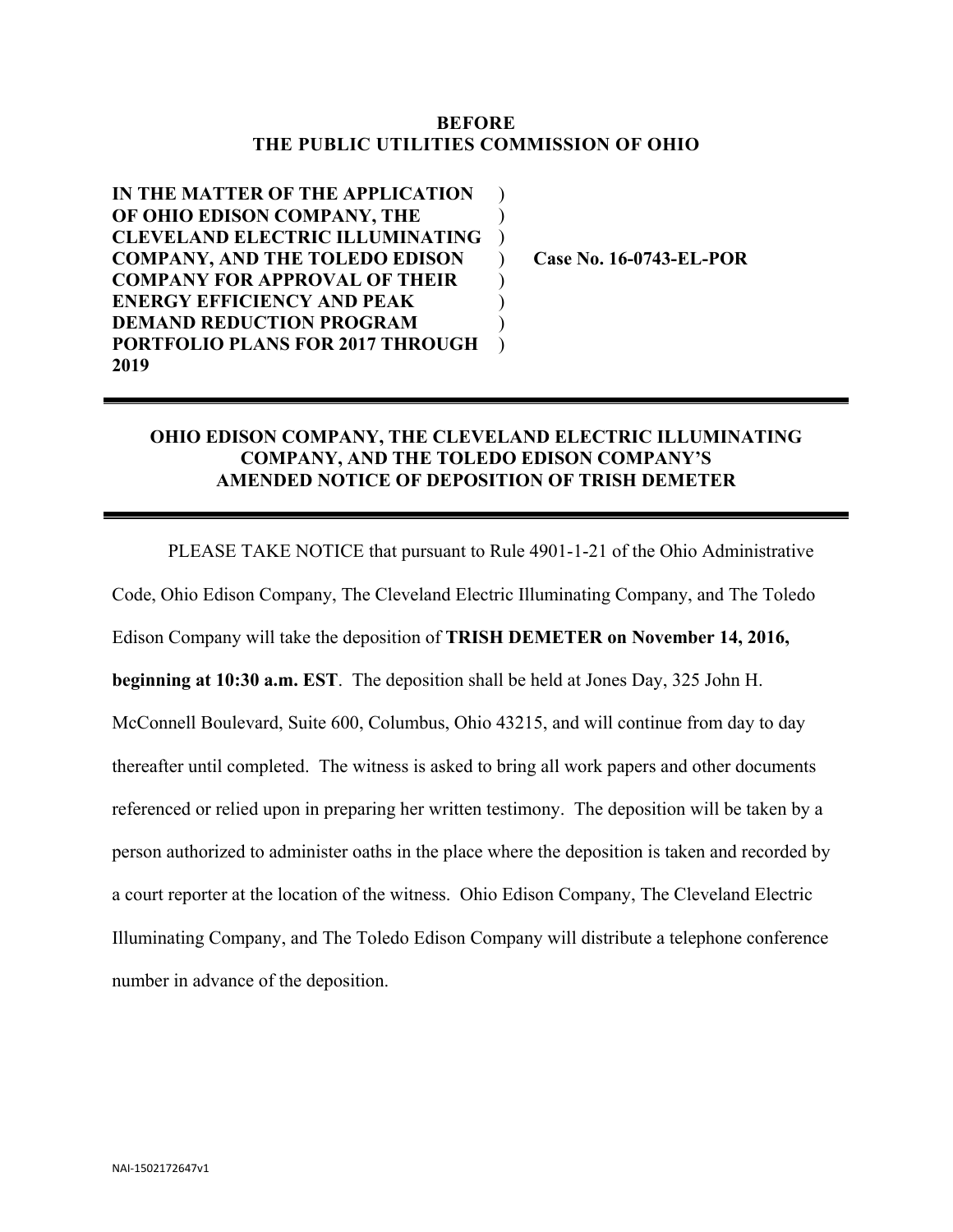**BEFORE**
**THE PUBLIC UTILITIES COMMISSION OF OHIO**

| | | |
|---|---|---|
| **IN THE MATTER OF THE APPLICATION OF OHIO EDISON COMPANY, THE CLEVELAND ELECTRIC ILLUMINATING COMPANY, AND THE TOLEDO EDISON COMPANY FOR APPROVAL OF THEIR ENERGY EFFICIENCY AND PEAK DEMAND REDUCTION PROGRAM PORTFOLIO PLANS FOR 2017 THROUGH 2019** | ) ) ) ) ) ) ) ) | **Case No. 16-0743-EL-POR** |

---

## OHIO EDISON COMPANY, THE CLEVELAND ELECTRIC ILLUMINATING COMPANY, AND THE TOLEDO EDISON COMPANY'S AMENDED NOTICE OF DEPOSITION OF TRISH DEMETER

---

PLEASE TAKE NOTICE that pursuant to Rule 4901-1-21 of the Ohio Administrative Code, Ohio Edison Company, The Cleveland Electric Illuminating Company, and The Toledo Edison Company will take the deposition of **TRISH DEMETER on November 14, 2016, beginning at 10:30 a.m. EST**. The deposition shall be held at Jones Day, 325 John H. McConnell Boulevard, Suite 600, Columbus, Ohio 43215, and will continue from day to day thereafter until completed. The witness is asked to bring all work papers and other documents referenced or relied upon in preparing her written testimony. The deposition will be taken by a person authorized to administer oaths in the place where the deposition is taken and recorded by a court reporter at the location of the witness. Ohio Edison Company, The Cleveland Electric Illuminating Company, and The Toledo Edison Company will distribute a telephone conference number in advance of the deposition.

NAI-1502172647v1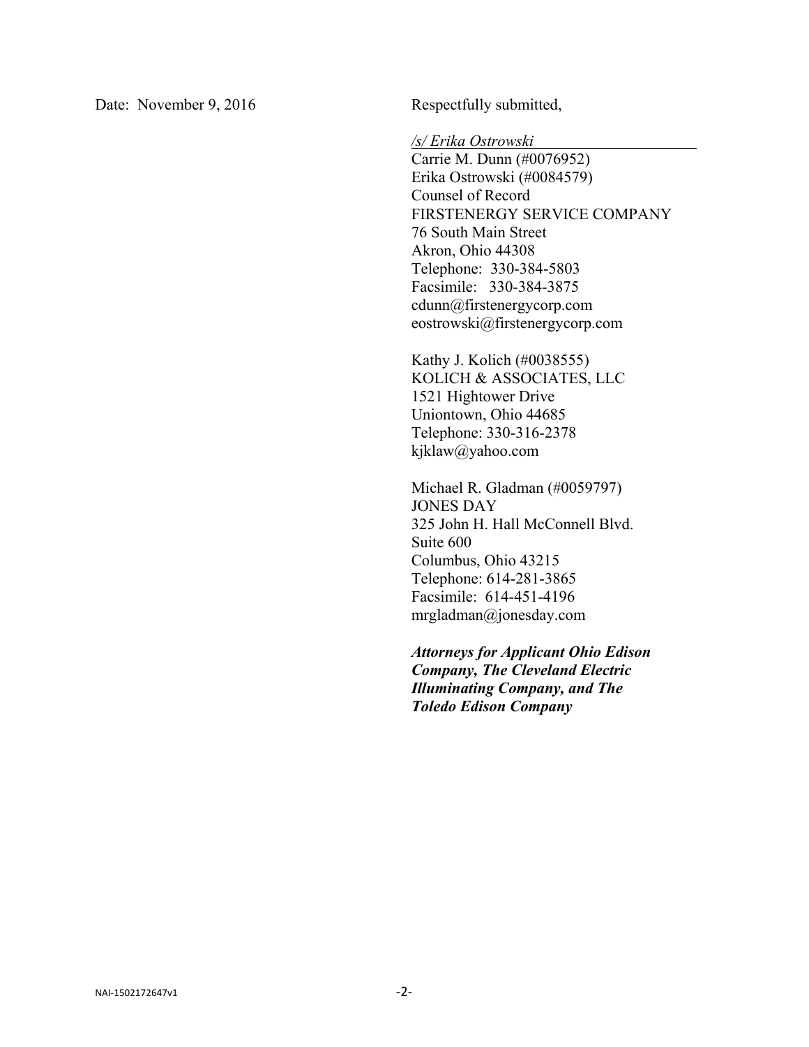Date: November 9, 2016

Respectfully submitted,

*/s/ Erika Ostrowski*

Carrie M. Dunn (#0076952)
Erika Ostrowski (#0084579)
Counsel of Record
FIRSTENERGY SERVICE COMPANY
76 South Main Street
Akron, Ohio 44308
Telephone: 330-384-5803
Facsimile: 330-384-3875
cdunn@firstenergycorp.com
eostrowski@firstenergycorp.com

Kathy J. Kolich (#0038555)
KOLICH & ASSOCIATES, LLC
1521 Hightower Drive
Uniontown, Ohio 44685
Telephone: 330-316-2378
kjklaw@yahoo.com

Michael R. Gladman (#0059797)
JONES DAY
325 John H. Hall McConnell Blvd.
Suite 600
Columbus, Ohio 43215
Telephone: 614-281-3865
Facsimile: 614-451-4196
mrgladman@jonesday.com

***Attorneys for Applicant Ohio Edison Company, The Cleveland Electric Illuminating Company, and The Toledo Edison Company***

NAI-1502172647v1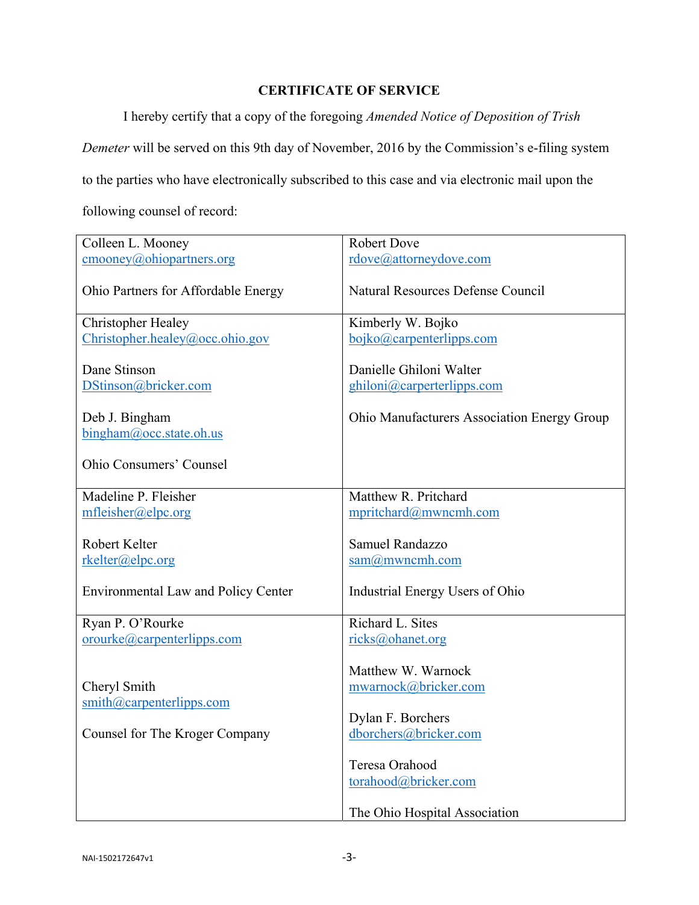**CERTIFICATE OF SERVICE**

I hereby certify that a copy of the foregoing *Amended Notice of Deposition of Trish Demeter* will be served on this 9th day of November, 2016 by the Commission's e-filing system to the parties who have electronically subscribed to this case and via electronic mail upon the following counsel of record:

| | |
|---|---|
| Colleen L. Mooney<br>cmooney@ohiopartners.org<br><br>Ohio Partners for Affordable Energy | Robert Dove<br>rdove@attorneydove.com<br><br>Natural Resources Defense Council |
| Christopher Healey<br>Christopher.healey@occ.ohio.gov<br><br>Dane Stinson<br>DStinson@bricker.com<br><br>Deb J. Bingham<br>bingham@occ.state.oh.us<br><br>Ohio Consumers' Counsel | Kimberly W. Bojko<br>bojko@carpenterlipps.com<br><br>Danielle Ghiloni Walter<br>ghiloni@carperterlipps.com<br><br>Ohio Manufacturers Association Energy Group |
| Madeline P. Fleisher<br>mfleisher@elpc.org<br><br>Robert Kelter<br>rkelter@elpc.org<br><br>Environmental Law and Policy Center | Matthew R. Pritchard<br>mpritchard@mwncmh.com<br><br>Samuel Randazzo<br>sam@mwncmh.com<br><br>Industrial Energy Users of Ohio |
| Ryan P. O'Rourke<br>orourke@carpenterlipps.com<br><br>Cheryl Smith<br>smith@carpenterlipps.com<br><br>Counsel for The Kroger Company | Richard L. Sites<br>ricks@ohanet.org<br><br>Matthew W. Warnock<br>mwarnock@bricker.com<br><br>Dylan F. Borchers<br>dborchers@bricker.com<br><br>Teresa Orahood<br>torahood@bricker.com<br><br>The Ohio Hospital Association |

NAI-1502172647v1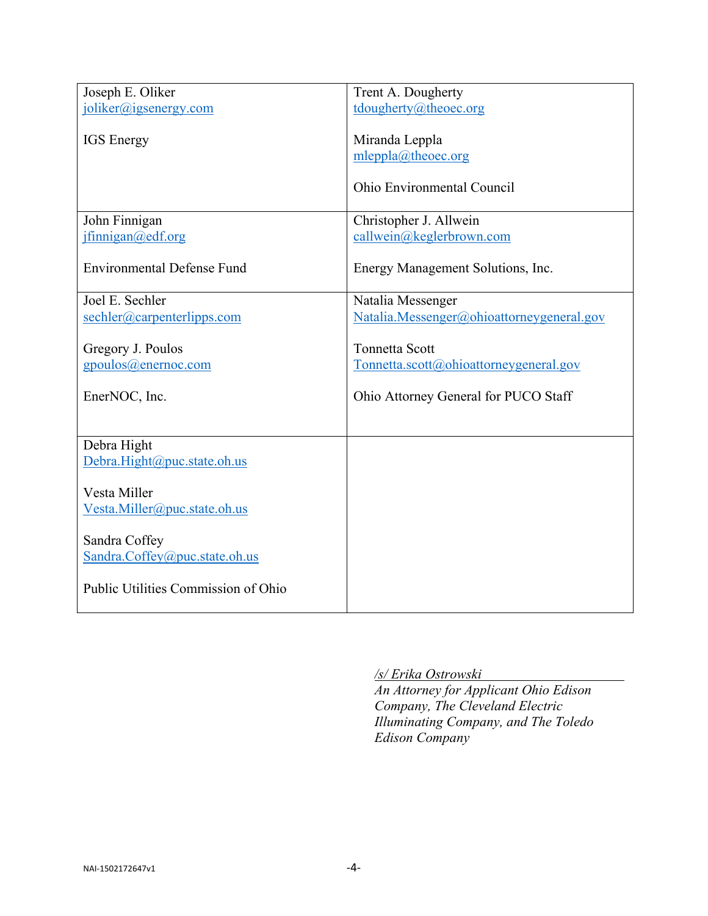| | |
|---|---|
| Joseph E. Oliker<br>joliker@igsenergy.com<br><br>IGS Energy | Trent A. Dougherty<br>tdougherty@theoec.org<br><br>Miranda Leppla<br>mleppla@theoec.org<br><br>Ohio Environmental Council |
| John Finnigan<br>jfinnigan@edf.org<br><br>Environmental Defense Fund | Christopher J. Allwein<br>callwein@keglerbrown.com<br><br>Energy Management Solutions, Inc. |
| Joel E. Sechler<br>sechler@carpenterlipps.com<br><br>Gregory J. Poulos<br>gpoulos@enernoc.com<br><br>EnerNOC, Inc. | Natalia Messenger<br>Natalia.Messenger@ohioattorneygeneral.gov<br><br>Tonnetta Scott<br>Tonnetta.scott@ohioattorneygeneral.gov<br><br>Ohio Attorney General for PUCO Staff |
| Debra Hight<br>Debra.Hight@puc.state.oh.us<br><br>Vesta Miller<br>Vesta.Miller@puc.state.oh.us<br><br>Sandra Coffey<br>Sandra.Coffey@puc.state.oh.us<br><br>Public Utilities Commission of Ohio | |

*/s/ Erika Ostrowski*
*An Attorney for Applicant Ohio Edison Company, The Cleveland Electric Illuminating Company, and The Toledo Edison Company*

NAI-1502172647v1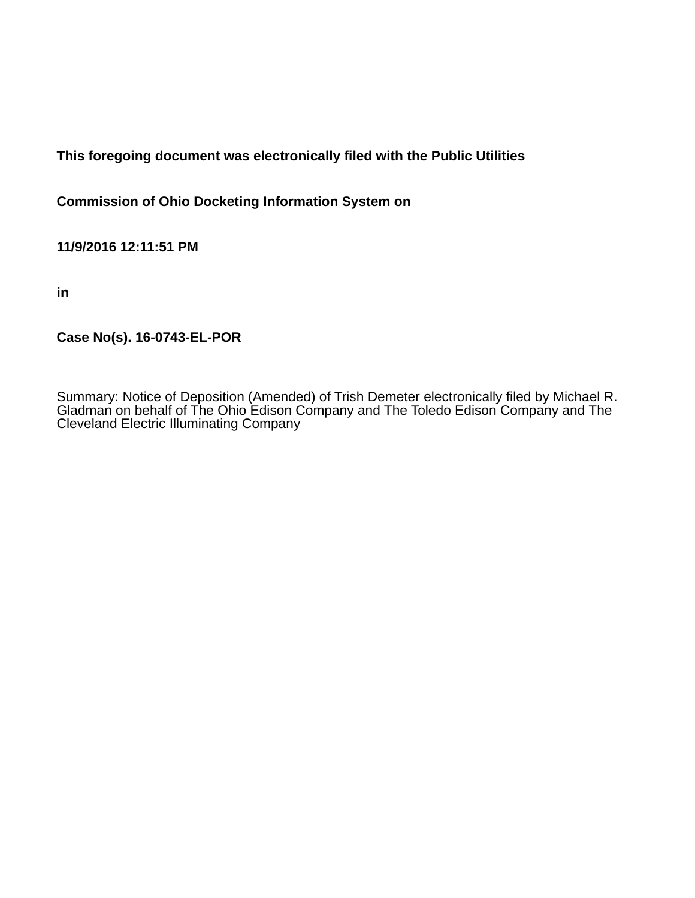**This foregoing document was electronically filed with the Public Utilities**

**Commission of Ohio Docketing Information System on**

**11/9/2016 12:11:51 PM**

**in**

**Case No(s). 16-0743-EL-POR**

Summary: Notice of Deposition (Amended) of Trish Demeter electronically filed by Michael R. Gladman on behalf of The Ohio Edison Company and The Toledo Edison Company and The Cleveland Electric Illuminating Company